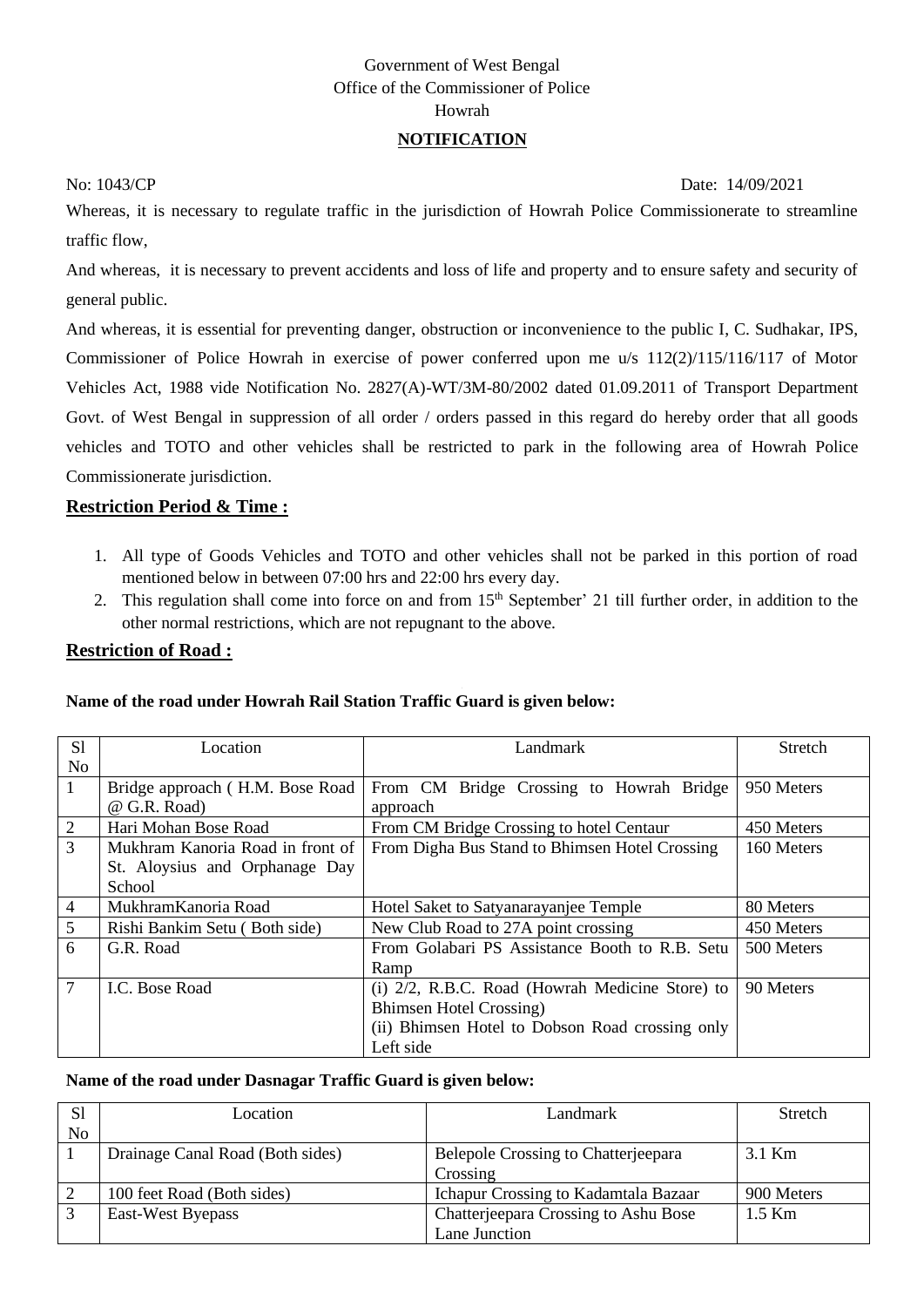Government of West Bengal
Office of the Commissioner of Police
Howrah

**NOTIFICATION**

No: 1043/CP Date: 14/09/2021

Whereas, it is necessary to regulate traffic in the jurisdiction of Howrah Police Commissionerate to streamline traffic flow,

And whereas, it is necessary to prevent accidents and loss of life and property and to ensure safety and security of general public.

And whereas, it is essential for preventing danger, obstruction or inconvenience to the public I, C. Sudhakar, IPS, Commissioner of Police Howrah in exercise of power conferred upon me u/s 112(2)/115/116/117 of Motor Vehicles Act, 1988 vide Notification No. 2827(A)-WT/3M-80/2002 dated 01.09.2011 of Transport Department Govt. of West Bengal in suppression of all order / orders passed in this regard do hereby order that all goods vehicles and TOTO and other vehicles shall be restricted to park in the following area of Howrah Police Commissionerate jurisdiction.

## Restriction Period & Time :

1. All type of Goods Vehicles and TOTO and other vehicles shall not be parked in this portion of road mentioned below in between 07:00 hrs and 22:00 hrs every day.
2. This regulation shall come into force on and from 15th September' 21 till further order, in addition to the other normal restrictions, which are not repugnant to the above.

## Restriction of Road :

**Name of the road under Howrah Rail Station Traffic Guard is given below:**

| Sl No | Location | Landmark | Stretch |
|---|---|---|---|
| 1 | Bridge approach ( H.M. Bose Road @ G.R. Road) | From CM Bridge Crossing to Howrah Bridge approach | 950 Meters |
| 2 | Hari Mohan Bose Road | From CM Bridge Crossing to hotel Centaur | 450 Meters |
| 3 | Mukhram Kanoria Road in front of St. Aloysius and Orphanage Day School | From Digha Bus Stand to Bhimsen Hotel Crossing | 160 Meters |
| 4 | MukhramKanoria Road | Hotel Saket to Satyanarayanjee Temple | 80 Meters |
| 5 | Rishi Bankim Setu ( Both side) | New Club Road to 27A point crossing | 450 Meters |
| 6 | G.R. Road | From Golabari PS Assistance Booth to R.B. Setu Ramp | 500 Meters |
| 7 | I.C. Bose Road | (i) 2/2, R.B.C. Road (Howrah Medicine Store) to Bhimsen Hotel Crossing)<br>(ii) Bhimsen Hotel to Dobson Road crossing only Left side | 90 Meters |

**Name of the road under Dasnagar Traffic Guard is given below:**

| Sl No | Location | Landmark | Stretch |
|---|---|---|---|
| 1 | Drainage Canal Road (Both sides) | Belepole Crossing to Chatterjeepara Crossing | 3.1 Km |
| 2 | 100 feet Road (Both sides) | Ichapur Crossing to Kadamtala Bazaar | 900 Meters |
| 3 | East-West Byepass | Chatterjeepara Crossing to Ashu Bose Lane Junction | 1.5 Km |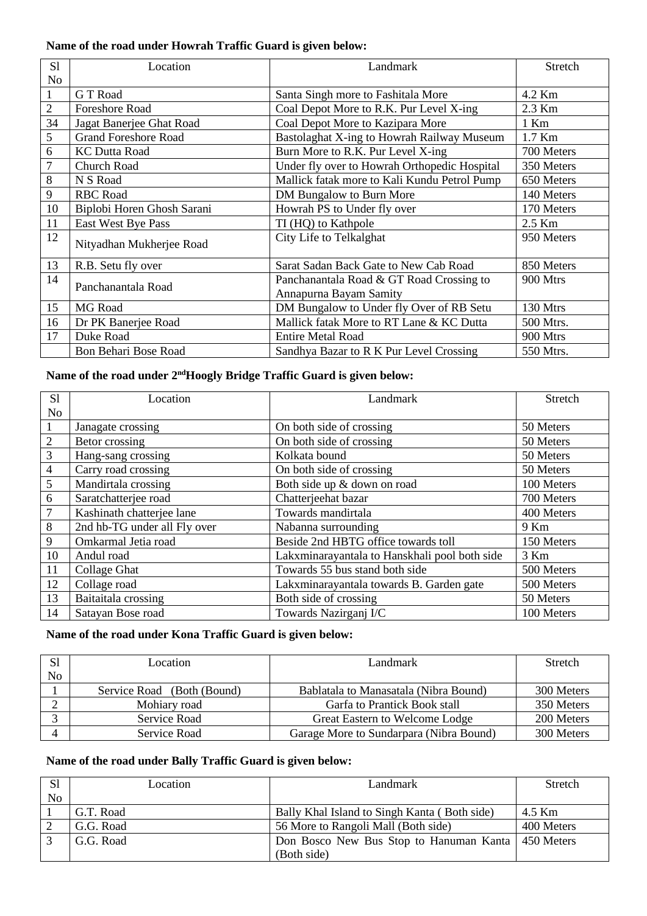**Name of the road under Howrah Traffic Guard is given below:**

| Sl No | Location | Landmark | Stretch |
|---|---|---|---|
| 1 | G T Road | Santa Singh more to Fashitala More | 4.2 Km |
| 2 | Foreshore Road | Coal Depot More to R.K. Pur Level X-ing | 2.3 Km |
| 34 | Jagat Banerjee Ghat Road | Coal Depot More to Kazipara More | 1 Km |
| 5 | Grand Foreshore Road | Bastolaghat X-ing to Howrah Railway Museum | 1.7 Km |
| 6 | KC Dutta Road | Burn More to R.K. Pur Level X-ing | 700 Meters |
| 7 | Church Road | Under fly over to Howrah Orthopedic Hospital | 350 Meters |
| 8 | N S Road | Mallick fatak more to Kali Kundu Petrol Pump | 650 Meters |
| 9 | RBC Road | DM Bungalow to Burn More | 140 Meters |
| 10 | Biplobi Horen Ghosh Sarani | Howrah PS to Under fly over | 170 Meters |
| 11 | East West Bye Pass | TI (HQ) to Kathpole | 2.5 Km |
| 12 | Nityadhan Mukherjee Road | City Life to Telkalghat | 950 Meters |
| 13 | R.B. Setu fly over | Sarat Sadan Back Gate to New Cab Road | 850 Meters |
| 14 | Panchanantala Road | Panchanantala Road & GT Road Crossing to Annapurna Bayam Samity | 900 Mtrs |
| 15 | MG Road | DM Bungalow to Under fly Over of RB Setu | 130 Mtrs |
| 16 | Dr PK Banerjee Road | Mallick fatak More to RT Lane & KC Dutta | 500 Mtrs. |
| 17 | Duke Road | Entire Metal Road | 900 Mtrs |
| | Bon Behari Bose Road | Sandhya Bazar to R K Pur Level Crossing | 550 Mtrs. |

**Name of the road under 2nd Hoogly Bridge Traffic Guard is given below:**

| Sl No | Location | Landmark | Stretch |
|---|---|---|---|
| 1 | Janagate crossing | On both side of crossing | 50 Meters |
| 2 | Betor crossing | On both side of crossing | 50 Meters |
| 3 | Hang-sang crossing | Kolkata bound | 50 Meters |
| 4 | Carry road crossing | On both side of crossing | 50 Meters |
| 5 | Mandirtala crossing | Both side up & down on road | 100 Meters |
| 6 | Saratchatterjee road | Chatterjeehat bazar | 700 Meters |
| 7 | Kashinath chatterjee lane | Towards mandirtala | 400 Meters |
| 8 | 2nd hb-TG under all Fly over | Nabanna surrounding | 9 Km |
| 9 | Omkarmal Jetia road | Beside 2nd HBTG office towards toll | 150 Meters |
| 10 | Andul road | Lakxminarayantala to Hanskhali pool both side | 3 Km |
| 11 | Collage Ghat | Towards 55 bus stand both side | 500 Meters |
| 12 | Collage road | Lakxminarayantala towards B. Garden gate | 500 Meters |
| 13 | Baitaitala crossing | Both side of crossing | 50 Meters |
| 14 | Satayan Bose road | Towards Nazirganj I/C | 100 Meters |

**Name of the road under Kona Traffic Guard is given below:**

| Sl No | Location | Landmark | Stretch |
|---|---|---|---|
| 1 | Service Road (Both (Bound) | Bablatala to Manasatala (Nibra Bound) | 300 Meters |
| 2 | Mohiary road | Garfa to Prantick Book stall | 350 Meters |
| 3 | Service Road | Great Eastern to Welcome Lodge | 200 Meters |
| 4 | Service Road | Garage More to Sundarpara (Nibra Bound) | 300 Meters |

**Name of the road under Bally Traffic Guard is given below:**

| Sl No | Location | Landmark | Stretch |
|---|---|---|---|
| 1 | G.T. Road | Bally Khal Island to Singh Kanta ( Both side) | 4.5 Km |
| 2 | G.G. Road | 56 More to Rangoli Mall (Both side) | 400 Meters |
| 3 | G.G. Road | Don Bosco New Bus Stop to Hanuman Kanta (Both side) | 450 Meters |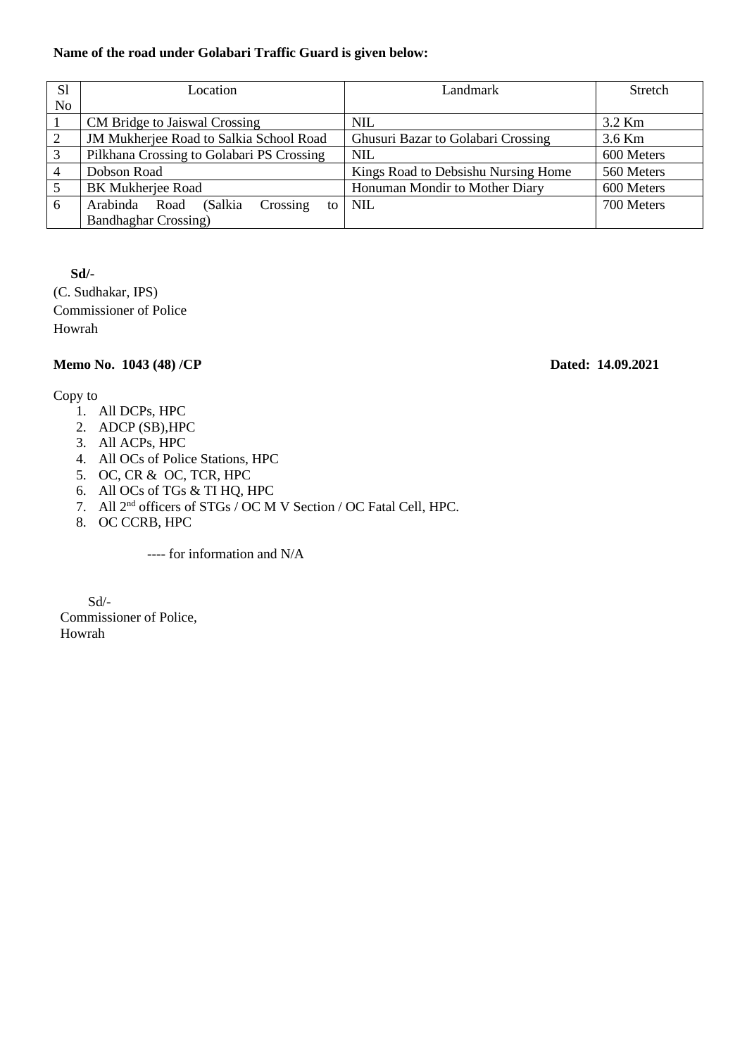**Name of the road under Golabari Traffic Guard is given below:**

| Sl No | Location | Landmark | Stretch |
|---|---|---|---|
| 1 | CM Bridge to Jaiswal Crossing | NIL | 3.2 Km |
| 2 | JM Mukherjee Road to Salkia School Road | Ghusuri Bazar to Golabari Crossing | 3.6 Km |
| 3 | Pilkhana Crossing to Golabari PS Crossing | NIL | 600 Meters |
| 4 | Dobson Road | Kings Road to Debsishu Nursing Home | 560 Meters |
| 5 | BK Mukherjee Road | Honuman Mondir to Mother Diary | 600 Meters |
| 6 | Arabinda Road (Salkia Crossing to Bandhaghar Crossing) | NIL | 700 Meters |

**Sd/-**
(C. Sudhakar, IPS)
Commissioner of Police
Howrah

**Memo No. 1043 (48) /CP** **Dated: 14.09.2021**

Copy to

1. All DCPs, HPC
2. ADCP (SB),HPC
3. All ACPs, HPC
4. All OCs of Police Stations, HPC
5. OC, CR & OC, TCR, HPC
6. All OCs of TGs & TI HQ, HPC
7. All 2nd officers of STGs / OC M V Section / OC Fatal Cell, HPC.
8. OC CCRB, HPC

---- for information and N/A

Sd/-
Commissioner of Police,
Howrah